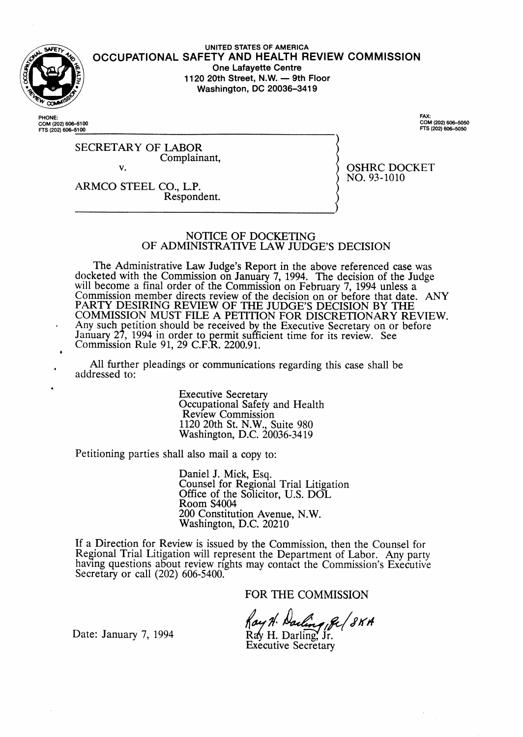UNITED STATES OF AMERICA

# OCCUPATIONAL SAFETY AND HEALTH REVIEW COMMISSION

One Lafayette Centre
1120 20th Street, N.W. — 9th Floor
Washington, DC 20036-3419

PHONE:
COM (202) 606-5100
FTS (202) 606-5100

FAX:
COM (202) 606-5050
FTS (202) 606-5050

SECRETARY OF LABOR
Complainant,

v.

ARMCO STEEL CO., L.P.
Respondent.

OSHRC DOCKET
NO. 93-1010

## NOTICE OF DOCKETING OF ADMINISTRATIVE LAW JUDGE'S DECISION

The Administrative Law Judge's Report in the above referenced case was docketed with the Commission on January 7, 1994. The decision of the Judge will become a final order of the Commission on February 7, 1994 unless a Commission member directs review of the decision on or before that date. ANY PARTY DESIRING REVIEW OF THE JUDGE'S DECISION BY THE COMMISSION MUST FILE A PETITION FOR DISCRETIONARY REVIEW. Any such petition should be received by the Executive Secretary on or before January 27, 1994 in order to permit sufficient time for its review. See Commission Rule 91, 29 C.F.R. 2200.91.

All further pleadings or communications regarding this case shall be addressed to:

Executive Secretary
Occupational Safety and Health Review Commission
1120 20th St. N.W., Suite 980
Washington, D.C. 20036-3419

Petitioning parties shall also mail a copy to:

Daniel J. Mick, Esq.
Counsel for Regional Trial Litigation
Office of the Solicitor, U.S. DOL
Room S4004
200 Constitution Avenue, N.W.
Washington, D.C. 20210

If a Direction for Review is issued by the Commission, then the Counsel for Regional Trial Litigation will represent the Department of Labor. Any party having questions about review rights may contact the Commission's Executive Secretary or call (202) 606-5400.

FOR THE COMMISSION

Date: January 7, 1994

Ray H. Darling, Jr.
Executive Secretary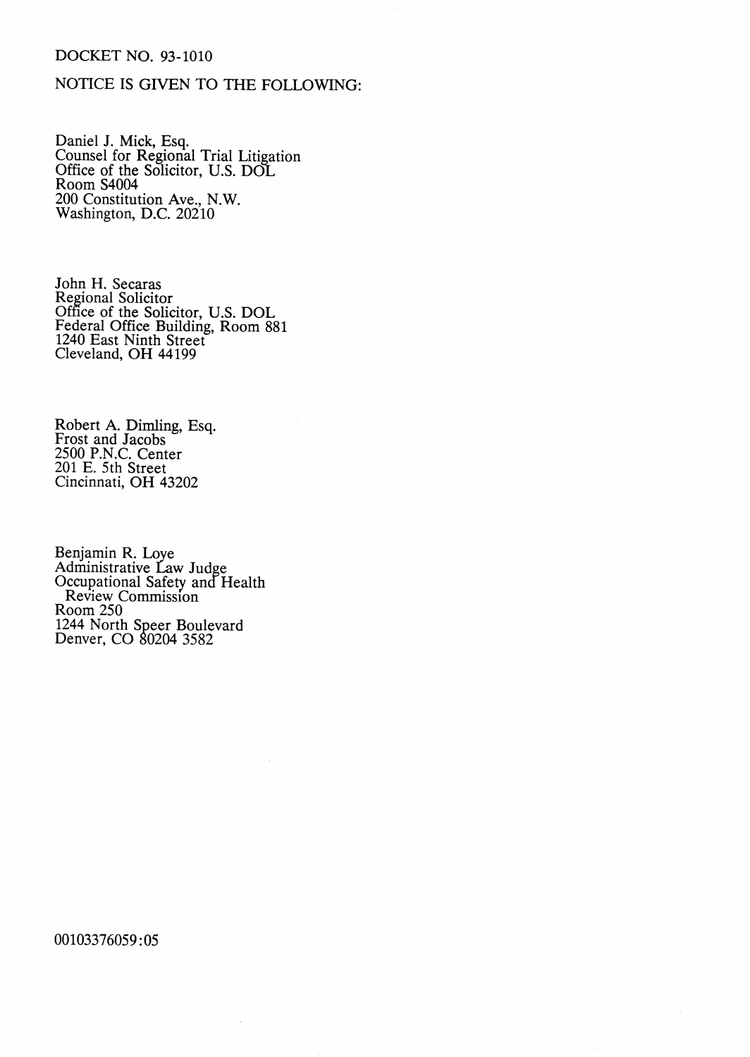DOCKET NO. 93-1010

NOTICE IS GIVEN TO THE FOLLOWING:

Daniel J. Mick, Esq.  
Counsel for Regional Trial Litigation  
Office of the Solicitor, U.S. DOL  
Room S4004  
200 Constitution Ave., N.W.  
Washington, D.C. 20210

John H. Secaras  
Regional Solicitor  
Office of the Solicitor, U.S. DOL  
Federal Office Building, Room 881  
1240 East Ninth Street  
Cleveland, OH 44199

Robert A. Dimling, Esq.  
Frost and Jacobs  
2500 P.N.C. Center  
201 E. 5th Street  
Cincinnati, OH 43202

Benjamin R. Loye  
Administrative Law Judge  
Occupational Safety and Health  
Review Commission  
Room 250  
1244 North Speer Boulevard  
Denver, CO 80204 3582

00103376059:05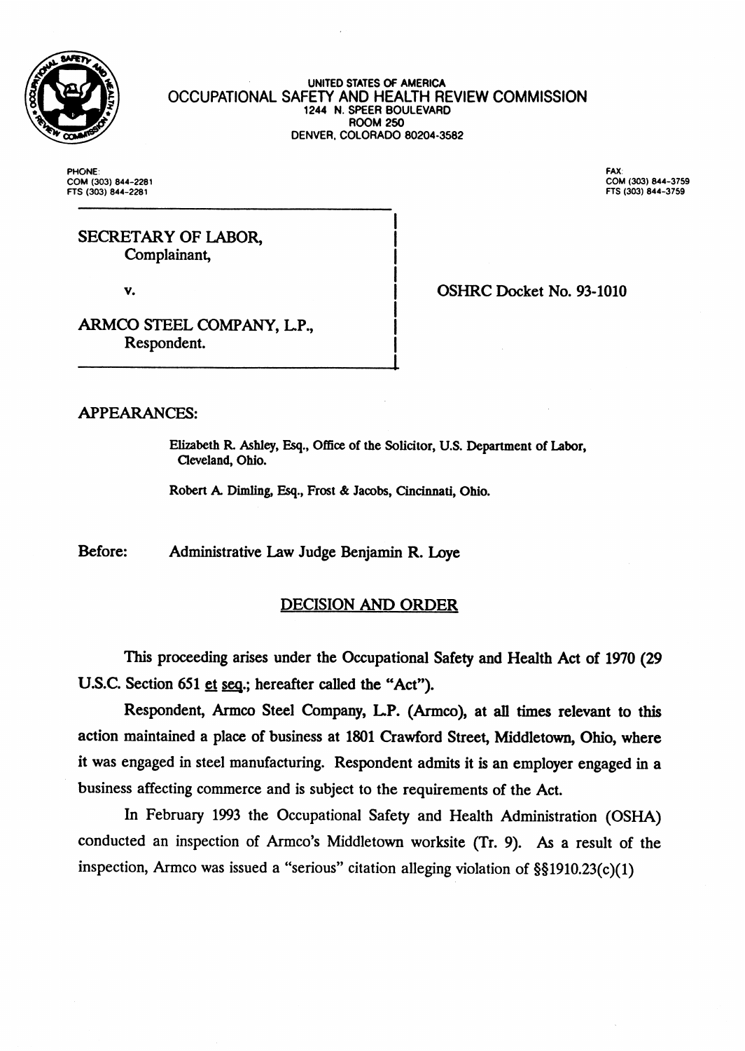UNITED STATES OF AMERICA
OCCUPATIONAL SAFETY AND HEALTH REVIEW COMMISSION
1244 N. SPEER BOULEVARD
ROOM 250
DENVER, COLORADO 80204-3582

PHONE:
COM (303) 844-2281
FTS (303) 844-2281

FAX:
COM (303) 844-3759
FTS (303) 844-3759

SECRETARY OF LABOR,
Complainant,

v.

ARMCO STEEL COMPANY, L.P.,
Respondent.

OSHRC Docket No. 93-1010

APPEARANCES:

Elizabeth R. Ashley, Esq., Office of the Solicitor, U.S. Department of Labor, Cleveland, Ohio.

Robert A. Dimling, Esq., Frost & Jacobs, Cincinnati, Ohio.

Before: Administrative Law Judge Benjamin R. Loye

## DECISION AND ORDER

This proceeding arises under the Occupational Safety and Health Act of 1970 (29 U.S.C. Section 651 et seq.; hereafter called the "Act").

Respondent, Armco Steel Company, L.P. (Armco), at all times relevant to this action maintained a place of business at 1801 Crawford Street, Middletown, Ohio, where it was engaged in steel manufacturing. Respondent admits it is an employer engaged in a business affecting commerce and is subject to the requirements of the Act.

In February 1993 the Occupational Safety and Health Administration (OSHA) conducted an inspection of Armco's Middletown worksite (Tr. 9). As a result of the inspection, Armco was issued a "serious" citation alleging violation of §§1910.23(c)(1)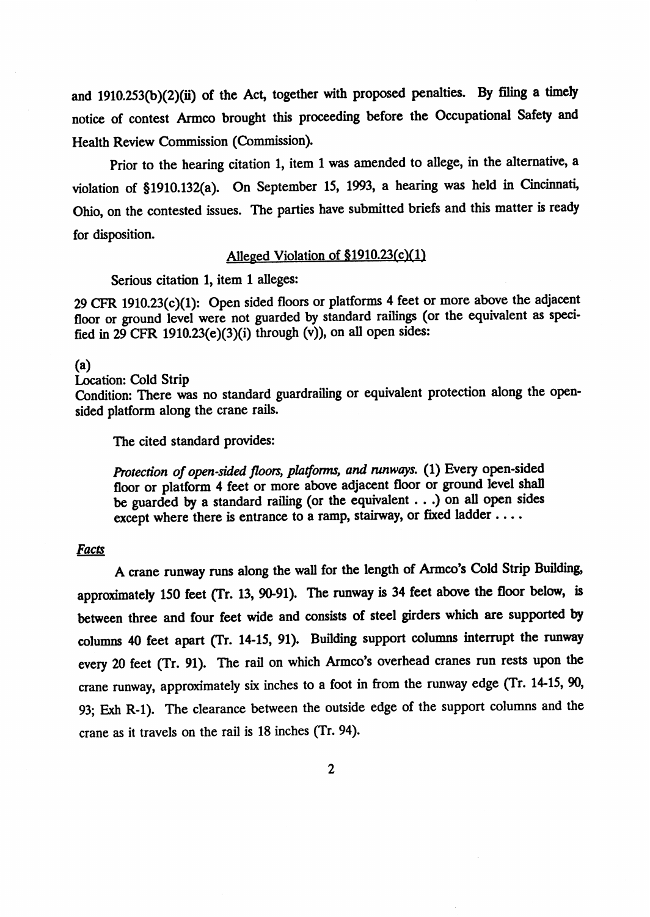and 1910.253(b)(2)(ii) of the Act, together with proposed penalties. By filing a timely notice of contest Armco brought this proceeding before the Occupational Safety and Health Review Commission (Commission).

Prior to the hearing citation 1, item 1 was amended to allege, in the alternative, a violation of §1910.132(a). On September 15, 1993, a hearing was held in Cincinnati, Ohio, on the contested issues. The parties have submitted briefs and this matter is ready for disposition.

<u>Alleged Violation of §1910.23(c)(1)</u>

Serious citation 1, item 1 alleges:

29 CFR 1910.23(c)(1): Open sided floors or platforms 4 feet or more above the adjacent floor or ground level were not guarded by standard railings (or the equivalent as specified in 29 CFR 1910.23(e)(3)(i) through (v)), on all open sides:

(a)
Location: Cold Strip
Condition: There was no standard guardrailing or equivalent protection along the open-sided platform along the crane rails.

The cited standard provides:

> *Protection of open-sided floors, platforms, and runways.* (1) Every open-sided floor or platform 4 feet or more above adjacent floor or ground level shall be guarded by a standard railing (or the equivalent . . .) on all open sides except where there is entrance to a ramp, stairway, or fixed ladder . . . .

***Facts***

A crane runway runs along the wall for the length of Armco's Cold Strip Building, approximately 150 feet (Tr. 13, 90-91). The runway is 34 feet above the floor below, is between three and four feet wide and consists of steel girders which are supported by columns 40 feet apart (Tr. 14-15, 91). Building support columns interrupt the runway every 20 feet (Tr. 91). The rail on which Armco's overhead cranes run rests upon the crane runway, approximately six inches to a foot in from the runway edge (Tr. 14-15, 90, 93; Exh R-1). The clearance between the outside edge of the support columns and the crane as it travels on the rail is 18 inches (Tr. 94).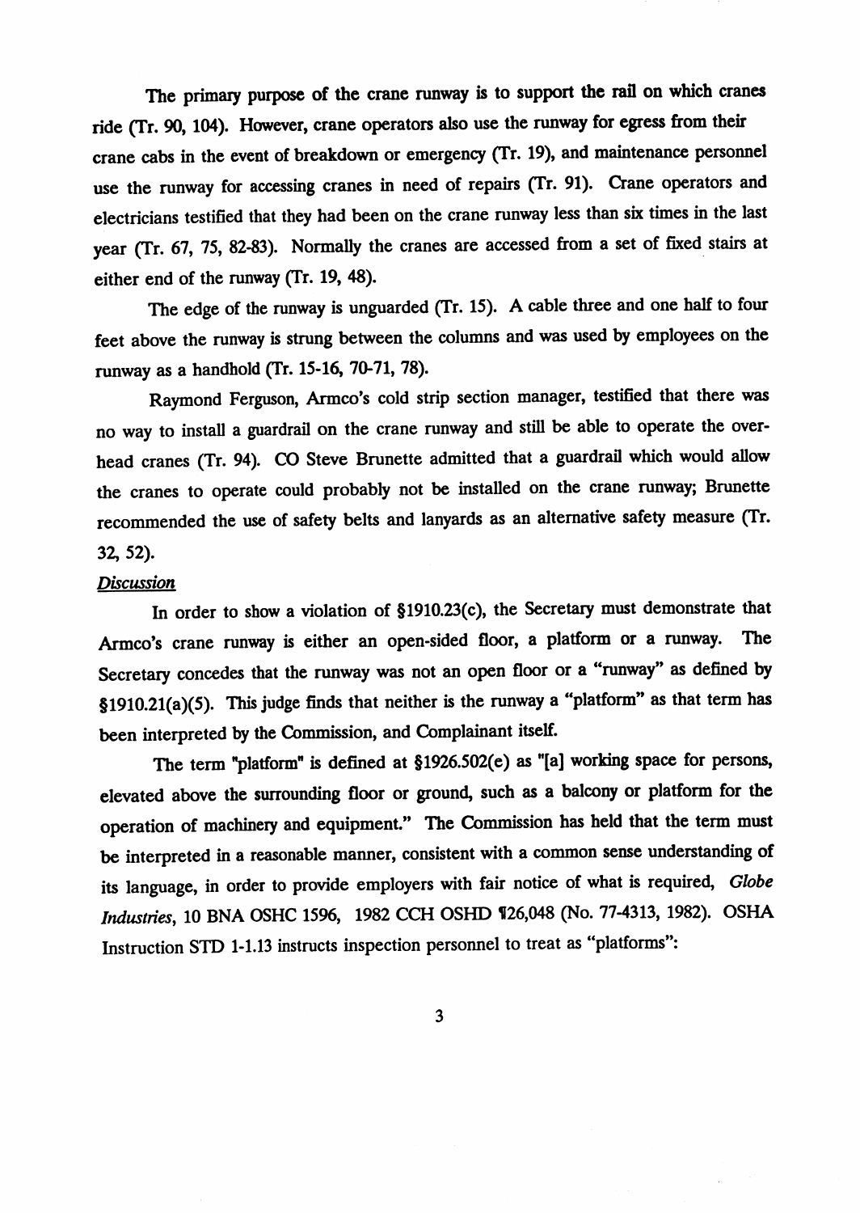The primary purpose of the crane runway is to support the rail on which cranes ride (Tr. 90, 104). However, crane operators also use the runway for egress from their crane cabs in the event of breakdown or emergency (Tr. 19), and maintenance personnel use the runway for accessing cranes in need of repairs (Tr. 91). Crane operators and electricians testified that they had been on the crane runway less than six times in the last year (Tr. 67, 75, 82-83). Normally the cranes are accessed from a set of fixed stairs at either end of the runway (Tr. 19, 48).

The edge of the runway is unguarded (Tr. 15). A cable three and one half to four feet above the runway is strung between the columns and was used by employees on the runway as a handhold (Tr. 15-16, 70-71, 78).

Raymond Ferguson, Armco's cold strip section manager, testified that there was no way to install a guardrail on the crane runway and still be able to operate the overhead cranes (Tr. 94). CO Steve Brunette admitted that a guardrail which would allow the cranes to operate could probably not be installed on the crane runway; Brunette recommended the use of safety belts and lanyards as an alternative safety measure (Tr. 32, 52).

*Discussion*

In order to show a violation of §1910.23(c), the Secretary must demonstrate that Armco's crane runway is either an open-sided floor, a platform or a runway. The Secretary concedes that the runway was not an open floor or a "runway" as defined by §1910.21(a)(5). This judge finds that neither is the runway a "platform" as that term has been interpreted by the Commission, and Complainant itself.

The term "platform" is defined at §1926.502(e) as "[a] working space for persons, elevated above the surrounding floor or ground, such as a balcony or platform for the operation of machinery and equipment." The Commission has held that the term must be interpreted in a reasonable manner, consistent with a common sense understanding of its language, in order to provide employers with fair notice of what is required, *Globe Industries*, 10 BNA OSHC 1596, 1982 CCH OSHD ¶26,048 (No. 77-4313, 1982). OSHA Instruction STD 1-1.13 instructs inspection personnel to treat as "platforms":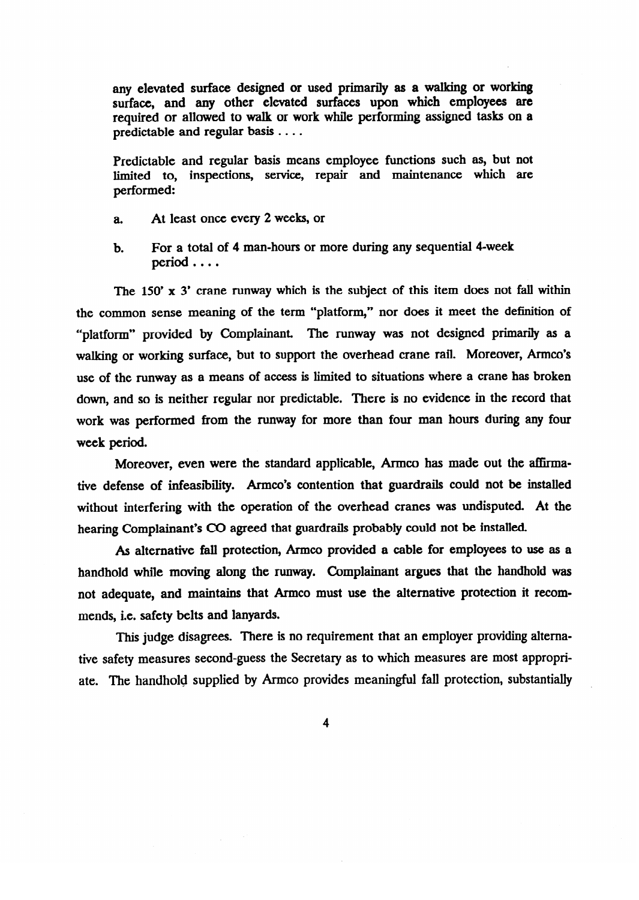> any elevated surface designed or used primarily as a walking or working surface, and any other elevated surfaces upon which employees are required or allowed to walk or work while performing assigned tasks on a predictable and regular basis . . . .
>
> Predictable and regular basis means employee functions such as, but not limited to, inspections, service, repair and maintenance which are performed:
>
> a. At least once every 2 weeks, or
>
> b. For a total of 4 man-hours or more during any sequential 4-week period . . . .

The 150' x 3' crane runway which is the subject of this item does not fall within the common sense meaning of the term "platform," nor does it meet the definition of "platform" provided by Complainant. The runway was not designed primarily as a walking or working surface, but to support the overhead crane rail. Moreover, Armco's use of the runway as a means of access is limited to situations where a crane has broken down, and so is neither regular nor predictable. There is no evidence in the record that work was performed from the runway for more than four man hours during any four week period.

Moreover, even were the standard applicable, Armco has made out the affirmative defense of infeasibility. Armco's contention that guardrails could not be installed without interfering with the operation of the overhead cranes was undisputed. At the hearing Complainant's CO agreed that guardrails probably could not be installed.

As alternative fall protection, Armco provided a cable for employees to use as a handhold while moving along the runway. Complainant argues that the handhold was not adequate, and maintains that Armco must use the alternative protection it recommends, i.e. safety belts and lanyards.

This judge disagrees. There is no requirement that an employer providing alternative safety measures second-guess the Secretary as to which measures are most appropriate. The handhold supplied by Armco provides meaningful fall protection, substantially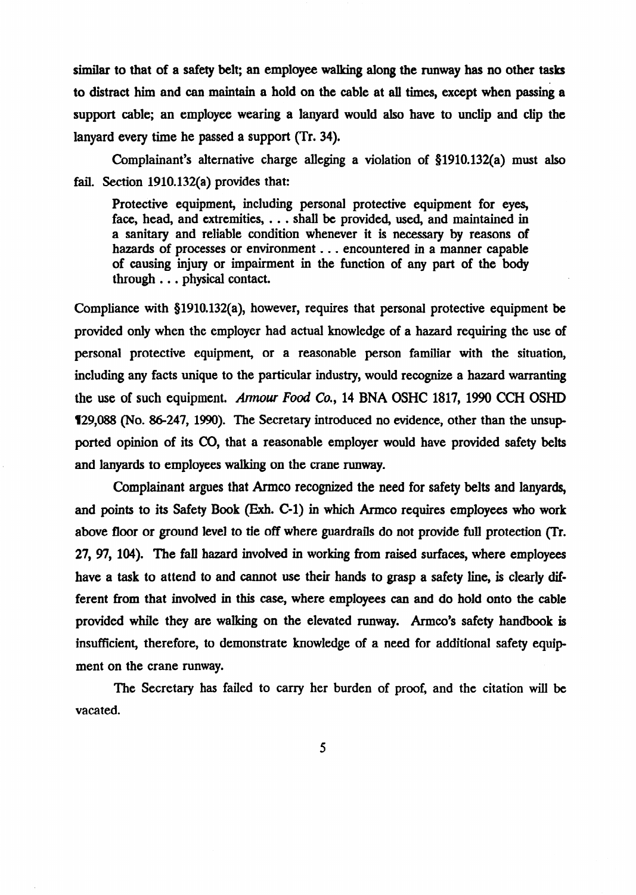similar to that of a safety belt; an employee walking along the runway has no other tasks to distract him and can maintain a hold on the cable at all times, except when passing a support cable; an employee wearing a lanyard would also have to unclip and clip the lanyard every time he passed a support (Tr. 34).

Complainant's alternative charge alleging a violation of §1910.132(a) must also fail. Section 1910.132(a) provides that:

> Protective equipment, including personal protective equipment for eyes, face, head, and extremities, . . . shall be provided, used, and maintained in a sanitary and reliable condition whenever it is necessary by reasons of hazards of processes or environment . . . encountered in a manner capable of causing injury or impairment in the function of any part of the body through . . . physical contact.

Compliance with §1910.132(a), however, requires that personal protective equipment be provided only when the employer had actual knowledge of a hazard requiring the use of personal protective equipment, or a reasonable person familiar with the situation, including any facts unique to the particular industry, would recognize a hazard warranting the use of such equipment. *Armour Food Co.*, 14 BNA OSHC 1817, 1990 CCH OSHD ¶29,088 (No. 86-247, 1990). The Secretary introduced no evidence, other than the unsupported opinion of its CO, that a reasonable employer would have provided safety belts and lanyards to employees walking on the crane runway.

Complainant argues that Armco recognized the need for safety belts and lanyards, and points to its Safety Book (Exh. C-1) in which Armco requires employees who work above floor or ground level to tie off where guardrails do not provide full protection (Tr. 27, 97, 104). The fall hazard involved in working from raised surfaces, where employees have a task to attend to and cannot use their hands to grasp a safety line, is clearly different from that involved in this case, where employees can and do hold onto the cable provided while they are walking on the elevated runway. Armco's safety handbook is insufficient, therefore, to demonstrate knowledge of a need for additional safety equipment on the crane runway.

The Secretary has failed to carry her burden of proof, and the citation will be vacated.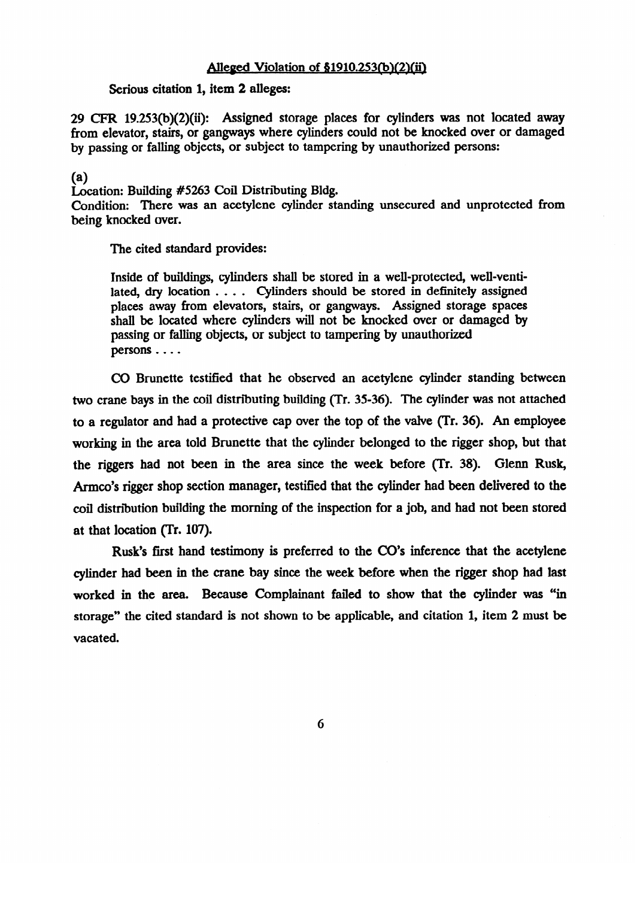## Alleged Violation of §1910.253(b)(2)(ii)

Serious citation 1, item 2 alleges:

29 CFR 19.253(b)(2)(ii): Assigned storage places for cylinders was not located away from elevator, stairs, or gangways where cylinders could not be knocked over or damaged by passing or falling objects, or subject to tampering by unauthorized persons:

(a)
Location: Building #5263 Coil Distributing Bldg.
Condition: There was an acetylene cylinder standing unsecured and unprotected from being knocked over.

The cited standard provides:

> Inside of buildings, cylinders shall be stored in a well-protected, well-ventilated, dry location . . . . Cylinders should be stored in definitely assigned places away from elevators, stairs, or gangways. Assigned storage spaces shall be located where cylinders will not be knocked over or damaged by passing or falling objects, or subject to tampering by unauthorized persons . . . .

CO Brunette testified that he observed an acetylene cylinder standing between two crane bays in the coil distributing building (Tr. 35-36). The cylinder was not attached to a regulator and had a protective cap over the top of the valve (Tr. 36). An employee working in the area told Brunette that the cylinder belonged to the rigger shop, but that the riggers had not been in the area since the week before (Tr. 38). Glenn Rusk, Armco's rigger shop section manager, testified that the cylinder had been delivered to the coil distribution building the morning of the inspection for a job, and had not been stored at that location (Tr. 107).

Rusk's first hand testimony is preferred to the CO's inference that the acetylene cylinder had been in the crane bay since the week before when the rigger shop had last worked in the area. Because Complainant failed to show that the cylinder was "in storage" the cited standard is not shown to be applicable, and citation 1, item 2 must be vacated.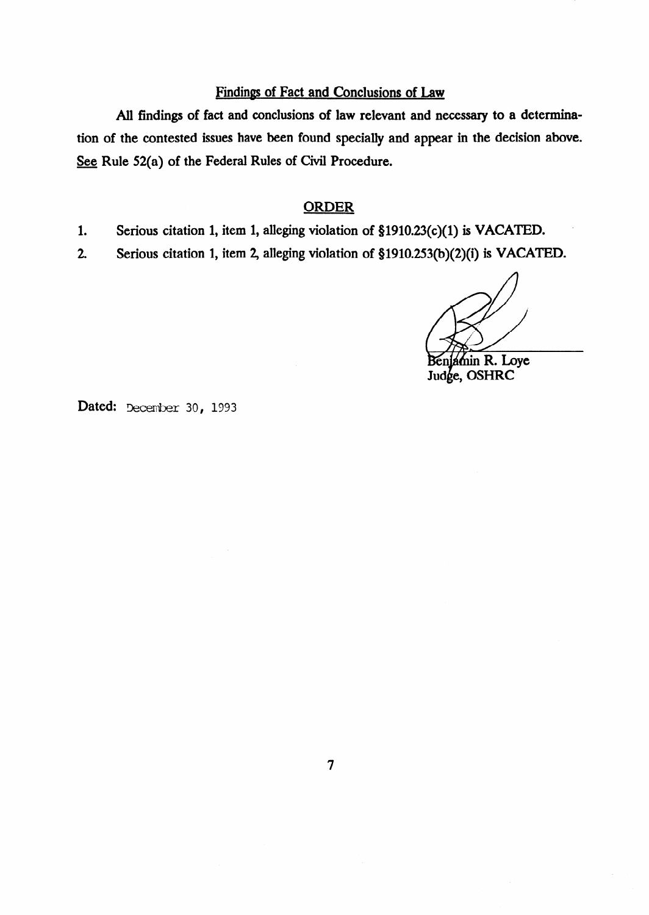## Findings of Fact and Conclusions of Law

All findings of fact and conclusions of law relevant and necessary to a determination of the contested issues have been found specially and appear in the decision above. See Rule 52(a) of the Federal Rules of Civil Procedure.

## ORDER

1. Serious citation 1, item 1, alleging violation of §1910.23(c)(1) is **VACATED.**
2. Serious citation 1, item 2, alleging violation of §1910.253(b)(2)(i) is **VACATED.**

Benjamin R. Loye
Judge, OSHRC

Dated: December 30, 1993